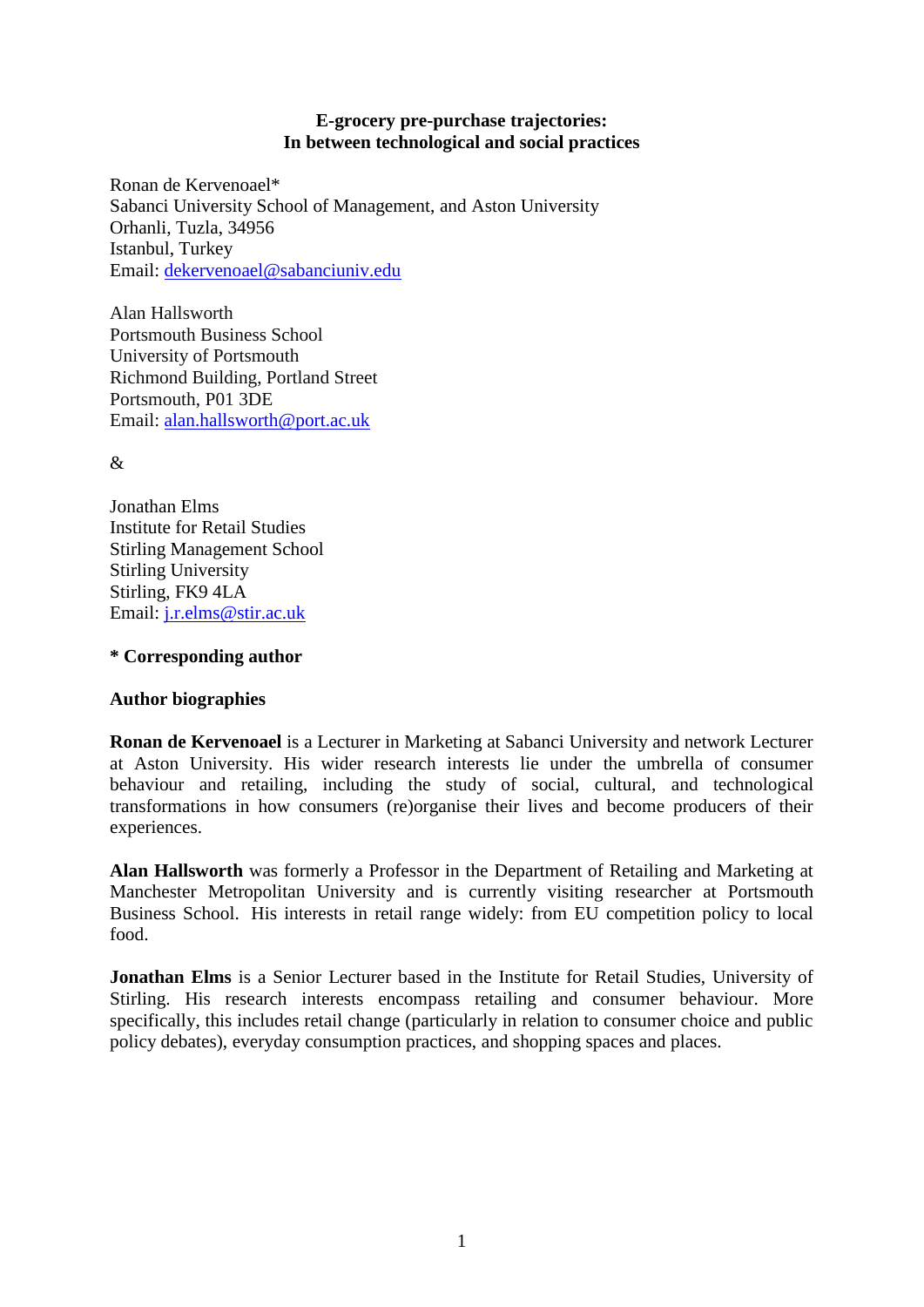# E-grocery pre-purchase trajectories: In between technological and social practices

Ronan de Kervenoael*
Sabanci University School of Management, and Aston University
Orhanli, Tuzla, 34956
Istanbul, Turkey
Email: dekervenoael@sabanciuniv.edu

Alan Hallsworth
Portsmouth Business School
University of Portsmouth
Richmond Building, Portland Street
Portsmouth, P01 3DE
Email: alan.hallsworth@port.ac.uk

&

Jonathan Elms
Institute for Retail Studies
Stirling Management School
Stirling University
Stirling, FK9 4LA
Email: j.r.elms@stir.ac.uk

**\* Corresponding author**

**Author biographies**

**Ronan de Kervenoael** is a Lecturer in Marketing at Sabanci University and network Lecturer at Aston University. His wider research interests lie under the umbrella of consumer behaviour and retailing, including the study of social, cultural, and technological transformations in how consumers (re)organise their lives and become producers of their experiences.

**Alan Hallsworth** was formerly a Professor in the Department of Retailing and Marketing at Manchester Metropolitan University and is currently visiting researcher at Portsmouth Business School. His interests in retail range widely: from EU competition policy to local food.

**Jonathan Elms** is a Senior Lecturer based in the Institute for Retail Studies, University of Stirling. His research interests encompass retailing and consumer behaviour. More specifically, this includes retail change (particularly in relation to consumer choice and public policy debates), everyday consumption practices, and shopping spaces and places.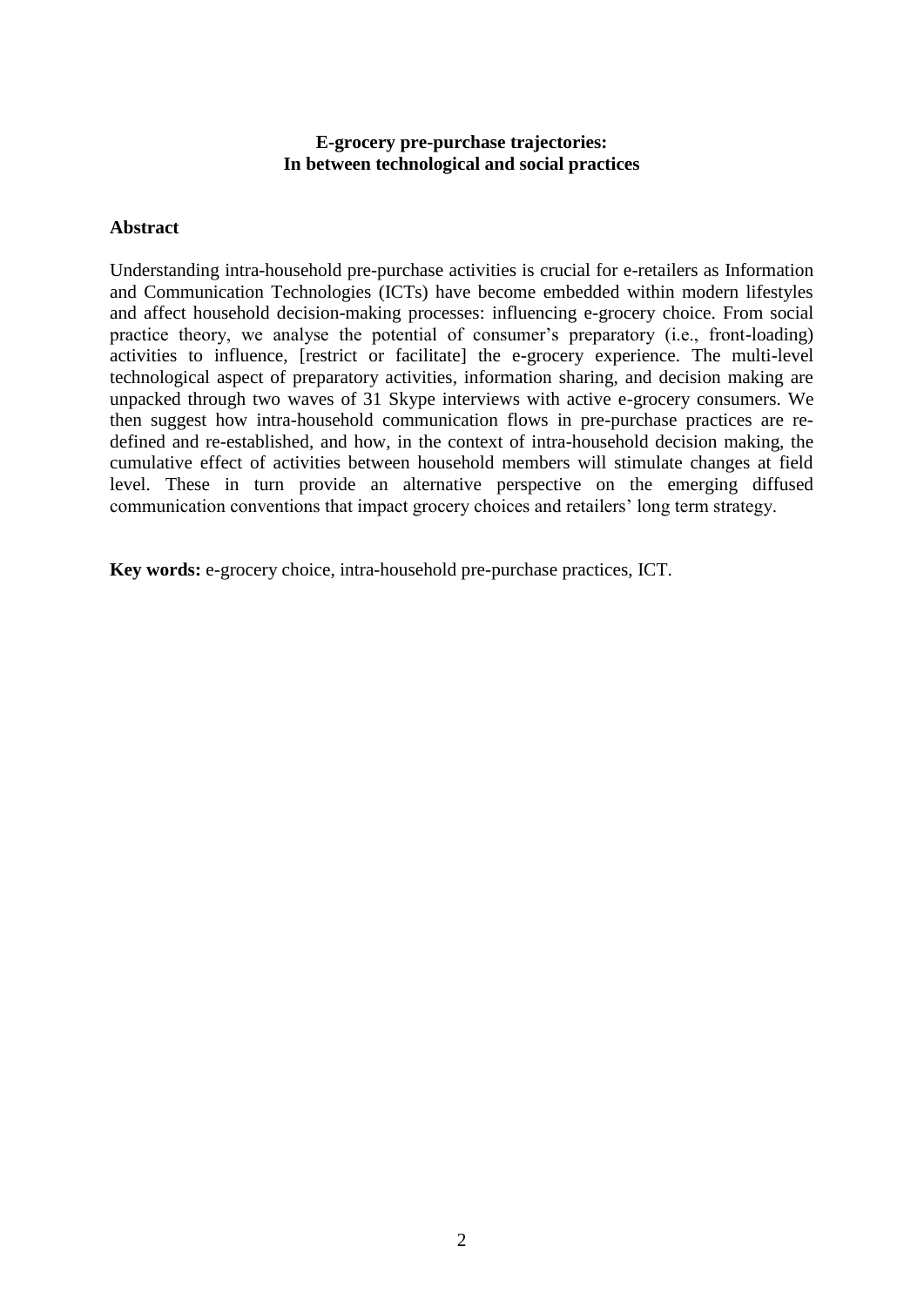**E-grocery pre-purchase trajectories:**
**In between technological and social practices**

## Abstract

Understanding intra-household pre-purchase activities is crucial for e-retailers as Information and Communication Technologies (ICTs) have become embedded within modern lifestyles and affect household decision-making processes: influencing e-grocery choice. From social practice theory, we analyse the potential of consumer's preparatory (i.e., front-loading) activities to influence, [restrict or facilitate] the e-grocery experience. The multi-level technological aspect of preparatory activities, information sharing, and decision making are unpacked through two waves of 31 Skype interviews with active e-grocery consumers. We then suggest how intra-household communication flows in pre-purchase practices are re-defined and re-established, and how, in the context of intra-household decision making, the cumulative effect of activities between household members will stimulate changes at field level. These in turn provide an alternative perspective on the emerging diffused communication conventions that impact grocery choices and retailers' long term strategy.

**Key words:** e-grocery choice, intra-household pre-purchase practices, ICT.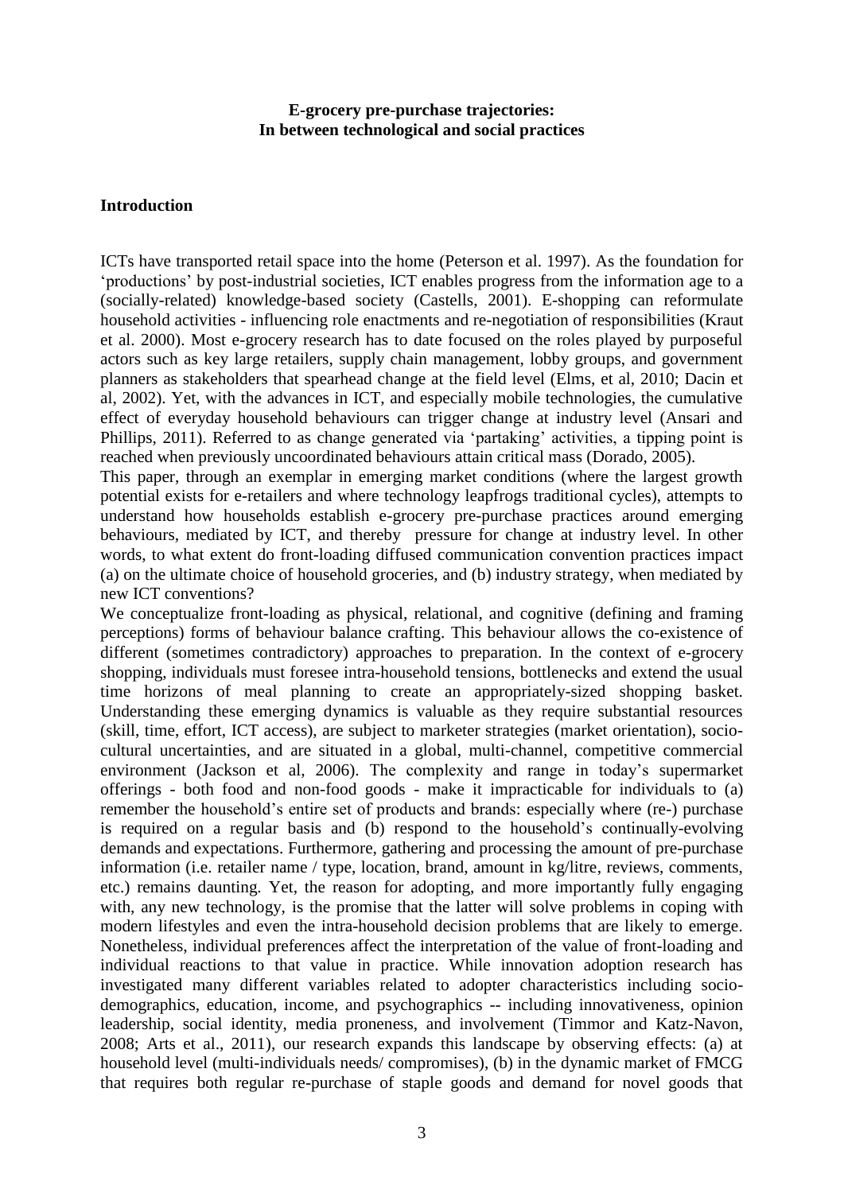**E-grocery pre-purchase trajectories:**
**In between technological and social practices**

## Introduction

ICTs have transported retail space into the home (Peterson et al. 1997). As the foundation for 'productions' by post-industrial societies, ICT enables progress from the information age to a (socially-related) knowledge-based society (Castells, 2001). E-shopping can reformulate household activities - influencing role enactments and re-negotiation of responsibilities (Kraut et al. 2000). Most e-grocery research has to date focused on the roles played by purposeful actors such as key large retailers, supply chain management, lobby groups, and government planners as stakeholders that spearhead change at the field level (Elms, et al, 2010; Dacin et al, 2002). Yet, with the advances in ICT, and especially mobile technologies, the cumulative effect of everyday household behaviours can trigger change at industry level (Ansari and Phillips, 2011). Referred to as change generated via 'partaking' activities, a tipping point is reached when previously uncoordinated behaviours attain critical mass (Dorado, 2005).

This paper, through an exemplar in emerging market conditions (where the largest growth potential exists for e-retailers and where technology leapfrogs traditional cycles), attempts to understand how households establish e-grocery pre-purchase practices around emerging behaviours, mediated by ICT, and thereby pressure for change at industry level. In other words, to what extent do front-loading diffused communication convention practices impact (a) on the ultimate choice of household groceries, and (b) industry strategy, when mediated by new ICT conventions?

We conceptualize front-loading as physical, relational, and cognitive (defining and framing perceptions) forms of behaviour balance crafting. This behaviour allows the co-existence of different (sometimes contradictory) approaches to preparation. In the context of e-grocery shopping, individuals must foresee intra-household tensions, bottlenecks and extend the usual time horizons of meal planning to create an appropriately-sized shopping basket. Understanding these emerging dynamics is valuable as they require substantial resources (skill, time, effort, ICT access), are subject to marketer strategies (market orientation), socio-cultural uncertainties, and are situated in a global, multi-channel, competitive commercial environment (Jackson et al, 2006). The complexity and range in today's supermarket offerings - both food and non-food goods - make it impracticable for individuals to (a) remember the household's entire set of products and brands: especially where (re-) purchase is required on a regular basis and (b) respond to the household's continually-evolving demands and expectations. Furthermore, gathering and processing the amount of pre-purchase information (i.e. retailer name / type, location, brand, amount in kg/litre, reviews, comments, etc.) remains daunting. Yet, the reason for adopting, and more importantly fully engaging with, any new technology, is the promise that the latter will solve problems in coping with modern lifestyles and even the intra-household decision problems that are likely to emerge. Nonetheless, individual preferences affect the interpretation of the value of front-loading and individual reactions to that value in practice. While innovation adoption research has investigated many different variables related to adopter characteristics including socio-demographics, education, income, and psychographics -- including innovativeness, opinion leadership, social identity, media proneness, and involvement (Timmor and Katz-Navon, 2008; Arts et al., 2011), our research expands this landscape by observing effects: (a) at household level (multi-individuals needs/ compromises), (b) in the dynamic market of FMCG that requires both regular re-purchase of staple goods and demand for novel goods that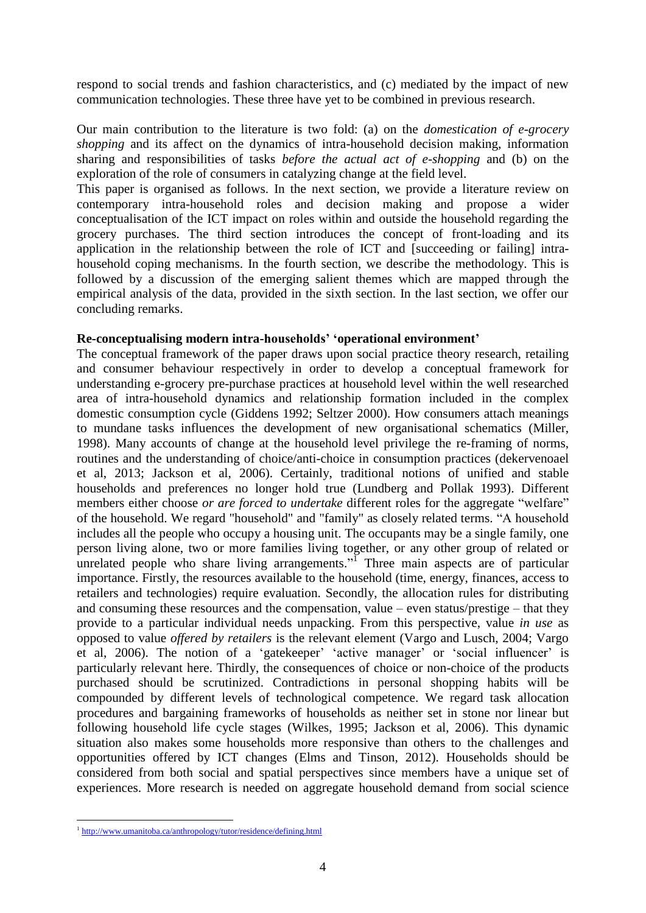respond to social trends and fashion characteristics, and (c) mediated by the impact of new communication technologies. These three have yet to be combined in previous research.

Our main contribution to the literature is two fold: (a) on the *domestication of e-grocery shopping* and its affect on the dynamics of intra-household decision making, information sharing and responsibilities of tasks *before the actual act of e-shopping* and (b) on the exploration of the role of consumers in catalyzing change at the field level.
This paper is organised as follows. In the next section, we provide a literature review on contemporary intra-household roles and decision making and propose a wider conceptualisation of the ICT impact on roles within and outside the household regarding the grocery purchases. The third section introduces the concept of front-loading and its application in the relationship between the role of ICT and [succeeding or failing] intra-household coping mechanisms. In the fourth section, we describe the methodology. This is followed by a discussion of the emerging salient themes which are mapped through the empirical analysis of the data, provided in the sixth section. In the last section, we offer our concluding remarks.

## Re-conceptualising modern intra-households' 'operational environment'

The conceptual framework of the paper draws upon social practice theory research, retailing and consumer behaviour respectively in order to develop a conceptual framework for understanding e-grocery pre-purchase practices at household level within the well researched area of intra-household dynamics and relationship formation included in the complex domestic consumption cycle (Giddens 1992; Seltzer 2000). How consumers attach meanings to mundane tasks influences the development of new organisational schematics (Miller, 1998). Many accounts of change at the household level privilege the re-framing of norms, routines and the understanding of choice/anti-choice in consumption practices (dekervenoael et al, 2013; Jackson et al, 2006). Certainly, traditional notions of unified and stable households and preferences no longer hold true (Lundberg and Pollak 1993). Different members either choose *or are forced to undertake* different roles for the aggregate "welfare" of the household. We regard "household" and "family" as closely related terms. "A household includes all the people who occupy a housing unit. The occupants may be a single family, one person living alone, two or more families living together, or any other group of related or unrelated people who share living arrangements."[1] Three main aspects are of particular importance. Firstly, the resources available to the household (time, energy, finances, access to retailers and technologies) require evaluation. Secondly, the allocation rules for distributing and consuming these resources and the compensation, value – even status/prestige – that they provide to a particular individual needs unpacking. From this perspective, value *in use* as opposed to value *offered by retailers* is the relevant element (Vargo and Lusch, 2004; Vargo et al, 2006). The notion of a 'gatekeeper' 'active manager' or 'social influencer' is particularly relevant here. Thirdly, the consequences of choice or non-choice of the products purchased should be scrutinized. Contradictions in personal shopping habits will be compounded by different levels of technological competence. We regard task allocation procedures and bargaining frameworks of households as neither set in stone nor linear but following household life cycle stages (Wilkes, 1995; Jackson et al, 2006). This dynamic situation also makes some households more responsive than others to the challenges and opportunities offered by ICT changes (Elms and Tinson, 2012). Households should be considered from both social and spatial perspectives since members have a unique set of experiences. More research is needed on aggregate household demand from social science

[1] http://www.umanitoba.ca/anthropology/tutor/residence/defining.html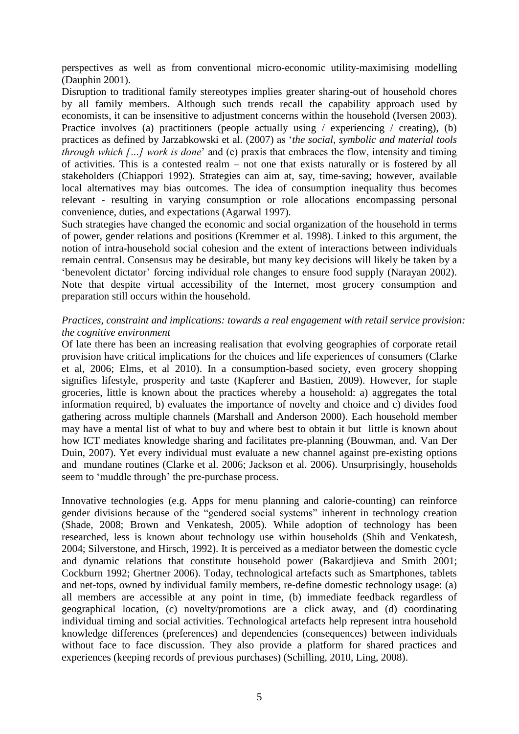perspectives as well as from conventional micro-economic utility-maximising modelling (Dauphin 2001).

Disruption to traditional family stereotypes implies greater sharing-out of household chores by all family members. Although such trends recall the capability approach used by economists, it can be insensitive to adjustment concerns within the household (Iversen 2003). Practice involves (a) practitioners (people actually using / experiencing / creating), (b) practices as defined by Jarzabkowski et al. (2007) as '*the social, symbolic and material tools through which […] work is done*' and (c) praxis that embraces the flow, intensity and timing of activities. This is a contested realm – not one that exists naturally or is fostered by all stakeholders (Chiappori 1992). Strategies can aim at, say, time-saving; however, available local alternatives may bias outcomes. The idea of consumption inequality thus becomes relevant - resulting in varying consumption or role allocations encompassing personal convenience, duties, and expectations (Agarwal 1997).

Such strategies have changed the economic and social organization of the household in terms of power, gender relations and positions (Kremmer et al. 1998). Linked to this argument, the notion of intra-household social cohesion and the extent of interactions between individuals remain central. Consensus may be desirable, but many key decisions will likely be taken by a 'benevolent dictator' forcing individual role changes to ensure food supply (Narayan 2002). Note that despite virtual accessibility of the Internet, most grocery consumption and preparation still occurs within the household.

*Practices, constraint and implications: towards a real engagement with retail service provision: the cognitive environment*

Of late there has been an increasing realisation that evolving geographies of corporate retail provision have critical implications for the choices and life experiences of consumers (Clarke et al, 2006; Elms, et al 2010). In a consumption-based society, even grocery shopping signifies lifestyle, prosperity and taste (Kapferer and Bastien, 2009). However, for staple groceries, little is known about the practices whereby a household: a) aggregates the total information required, b) evaluates the importance of novelty and choice and c) divides food gathering across multiple channels (Marshall and Anderson 2000). Each household member may have a mental list of what to buy and where best to obtain it but little is known about how ICT mediates knowledge sharing and facilitates pre-planning (Bouwman, and. Van Der Duin, 2007). Yet every individual must evaluate a new channel against pre-existing options and mundane routines (Clarke et al. 2006; Jackson et al. 2006). Unsurprisingly, households seem to 'muddle through' the pre-purchase process.

Innovative technologies (e.g. Apps for menu planning and calorie-counting) can reinforce gender divisions because of the "gendered social systems" inherent in technology creation (Shade, 2008; Brown and Venkatesh, 2005). While adoption of technology has been researched, less is known about technology use within households (Shih and Venkatesh, 2004; Silverstone, and Hirsch, 1992). It is perceived as a mediator between the domestic cycle and dynamic relations that constitute household power (Bakardjieva and Smith 2001; Cockburn 1992; Ghertner 2006). Today, technological artefacts such as Smartphones, tablets and net-tops, owned by individual family members, re-define domestic technology usage: (a) all members are accessible at any point in time, (b) immediate feedback regardless of geographical location, (c) novelty/promotions are a click away, and (d) coordinating individual timing and social activities. Technological artefacts help represent intra household knowledge differences (preferences) and dependencies (consequences) between individuals without face to face discussion. They also provide a platform for shared practices and experiences (keeping records of previous purchases) (Schilling, 2010, Ling, 2008).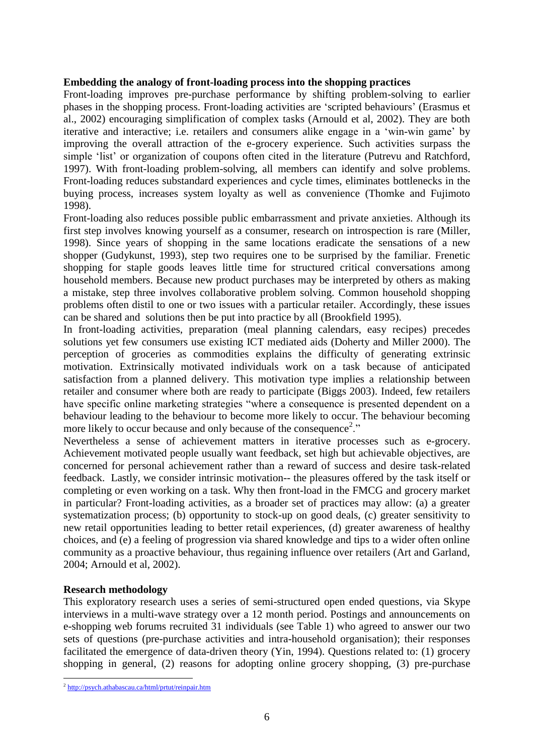**Embedding the analogy of front-loading process into the shopping practices**

Front-loading improves pre-purchase performance by shifting problem-solving to earlier phases in the shopping process. Front-loading activities are 'scripted behaviours' (Erasmus et al., 2002) encouraging simplification of complex tasks (Arnould et al, 2002). They are both iterative and interactive; i.e. retailers and consumers alike engage in a 'win-win game' by improving the overall attraction of the e-grocery experience. Such activities surpass the simple 'list' or organization of coupons often cited in the literature (Putrevu and Ratchford, 1997). With front-loading problem-solving, all members can identify and solve problems. Front-loading reduces substandard experiences and cycle times, eliminates bottlenecks in the buying process, increases system loyalty as well as convenience (Thomke and Fujimoto 1998).

Front-loading also reduces possible public embarrassment and private anxieties. Although its first step involves knowing yourself as a consumer, research on introspection is rare (Miller, 1998). Since years of shopping in the same locations eradicate the sensations of a new shopper (Gudykunst, 1993), step two requires one to be surprised by the familiar. Frenetic shopping for staple goods leaves little time for structured critical conversations among household members. Because new product purchases may be interpreted by others as making a mistake, step three involves collaborative problem solving. Common household shopping problems often distil to one or two issues with a particular retailer. Accordingly, these issues can be shared and solutions then be put into practice by all (Brookfield 1995).

In front-loading activities, preparation (meal planning calendars, easy recipes) precedes solutions yet few consumers use existing ICT mediated aids (Doherty and Miller 2000). The perception of groceries as commodities explains the difficulty of generating extrinsic motivation. Extrinsically motivated individuals work on a task because of anticipated satisfaction from a planned delivery. This motivation type implies a relationship between retailer and consumer where both are ready to participate (Biggs 2003). Indeed, few retailers have specific online marketing strategies "where a consequence is presented dependent on a behaviour leading to the behaviour to become more likely to occur. The behaviour becoming more likely to occur because and only because of the consequence[2]."

Nevertheless a sense of achievement matters in iterative processes such as e-grocery. Achievement motivated people usually want feedback, set high but achievable objectives, are concerned for personal achievement rather than a reward of success and desire task-related feedback. Lastly, we consider intrinsic motivation-- the pleasures offered by the task itself or completing or even working on a task. Why then front-load in the FMCG and grocery market in particular? Front-loading activities, as a broader set of practices may allow: (a) a greater systematization process; (b) opportunity to stock-up on good deals, (c) greater sensitivity to new retail opportunities leading to better retail experiences, (d) greater awareness of healthy choices, and (e) a feeling of progression via shared knowledge and tips to a wider often online community as a proactive behaviour, thus regaining influence over retailers (Art and Garland, 2004; Arnould et al, 2002).

**Research methodology**

This exploratory research uses a series of semi-structured open ended questions, via Skype interviews in a multi-wave strategy over a 12 month period. Postings and announcements on e-shopping web forums recruited 31 individuals (see Table 1) who agreed to answer our two sets of questions (pre-purchase activities and intra-household organisation); their responses facilitated the emergence of data-driven theory (Yin, 1994). Questions related to: (1) grocery shopping in general, (2) reasons for adopting online grocery shopping, (3) pre-purchase

[2] http://psych.athabascau.ca/html/prtut/reinpair.htm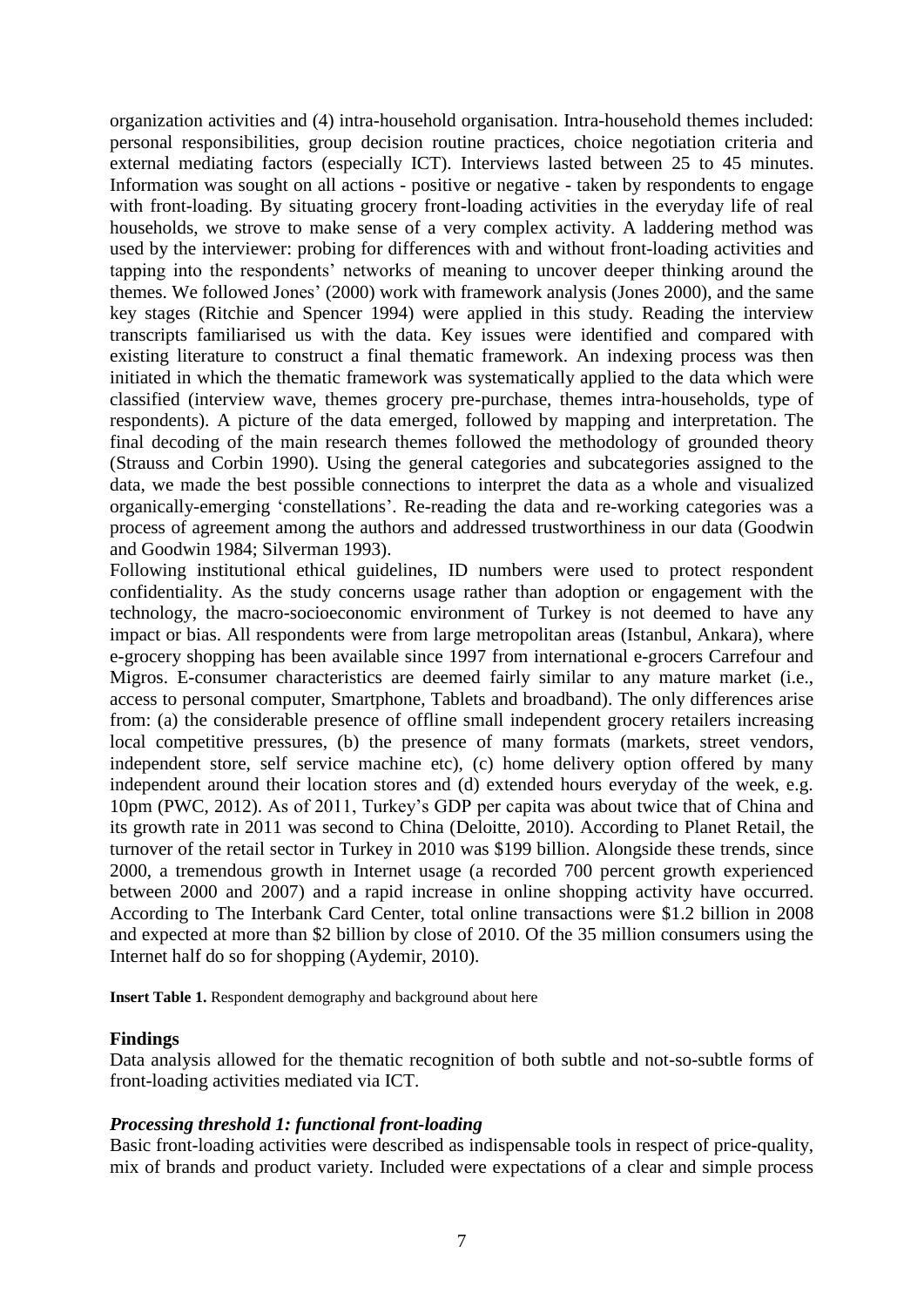organization activities and (4) intra-household organisation. Intra-household themes included: personal responsibilities, group decision routine practices, choice negotiation criteria and external mediating factors (especially ICT). Interviews lasted between 25 to 45 minutes. Information was sought on all actions - positive or negative - taken by respondents to engage with front-loading. By situating grocery front-loading activities in the everyday life of real households, we strove to make sense of a very complex activity. A laddering method was used by the interviewer: probing for differences with and without front-loading activities and tapping into the respondents' networks of meaning to uncover deeper thinking around the themes. We followed Jones' (2000) work with framework analysis (Jones 2000), and the same key stages (Ritchie and Spencer 1994) were applied in this study. Reading the interview transcripts familiarised us with the data. Key issues were identified and compared with existing literature to construct a final thematic framework. An indexing process was then initiated in which the thematic framework was systematically applied to the data which were classified (interview wave, themes grocery pre-purchase, themes intra-households, type of respondents). A picture of the data emerged, followed by mapping and interpretation. The final decoding of the main research themes followed the methodology of grounded theory (Strauss and Corbin 1990). Using the general categories and subcategories assigned to the data, we made the best possible connections to interpret the data as a whole and visualized organically-emerging 'constellations'. Re-reading the data and re-working categories was a process of agreement among the authors and addressed trustworthiness in our data (Goodwin and Goodwin 1984; Silverman 1993).

Following institutional ethical guidelines, ID numbers were used to protect respondent confidentiality. As the study concerns usage rather than adoption or engagement with the technology, the macro-socioeconomic environment of Turkey is not deemed to have any impact or bias. All respondents were from large metropolitan areas (Istanbul, Ankara), where e-grocery shopping has been available since 1997 from international e-grocers Carrefour and Migros. E-consumer characteristics are deemed fairly similar to any mature market (i.e., access to personal computer, Smartphone, Tablets and broadband). The only differences arise from: (a) the considerable presence of offline small independent grocery retailers increasing local competitive pressures, (b) the presence of many formats (markets, street vendors, independent store, self service machine etc), (c) home delivery option offered by many independent around their location stores and (d) extended hours everyday of the week, e.g. 10pm (PWC, 2012). As of 2011, Turkey's GDP per capita was about twice that of China and its growth rate in 2011 was second to China (Deloitte, 2010). According to Planet Retail, the turnover of the retail sector in Turkey in 2010 was \$199 billion. Alongside these trends, since 2000, a tremendous growth in Internet usage (a recorded 700 percent growth experienced between 2000 and 2007) and a rapid increase in online shopping activity have occurred. According to The Interbank Card Center, total online transactions were \$1.2 billion in 2008 and expected at more than \$2 billion by close of 2010. Of the 35 million consumers using the Internet half do so for shopping (Aydemir, 2010).

**Insert Table 1.** Respondent demography and background about here

## Findings

Data analysis allowed for the thematic recognition of both subtle and not-so-subtle forms of front-loading activities mediated via ICT.

### *Processing threshold 1: functional front-loading*

Basic front-loading activities were described as indispensable tools in respect of price-quality, mix of brands and product variety. Included were expectations of a clear and simple process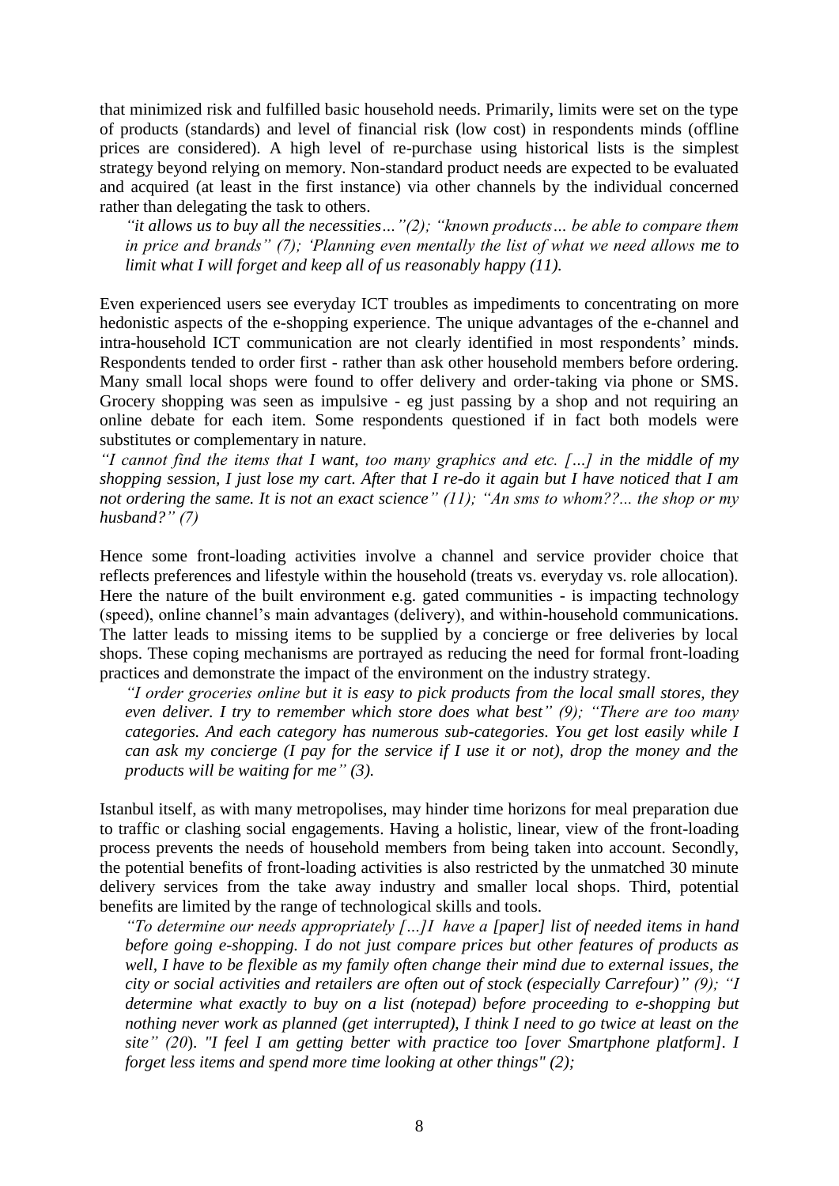that minimized risk and fulfilled basic household needs. Primarily, limits were set on the type of products (standards) and level of financial risk (low cost) in respondents minds (offline prices are considered). A high level of re-purchase using historical lists is the simplest strategy beyond relying on memory. Non-standard product needs are expected to be evaluated and acquired (at least in the first instance) via other channels by the individual concerned rather than delegating the task to others.

> *"it allows us to buy all the necessities…"(2); "known products… be able to compare them in price and brands" (7); 'Planning even mentally the list of what we need allows me to limit what I will forget and keep all of us reasonably happy (11).*

Even experienced users see everyday ICT troubles as impediments to concentrating on more hedonistic aspects of the e-shopping experience. The unique advantages of the e-channel and intra-household ICT communication are not clearly identified in most respondents' minds. Respondents tended to order first - rather than ask other household members before ordering. Many small local shops were found to offer delivery and order-taking via phone or SMS. Grocery shopping was seen as impulsive - eg just passing by a shop and not requiring an online debate for each item. Some respondents questioned if in fact both models were substitutes or complementary in nature.

*"I cannot find the items that I want, too many graphics and etc. […] in the middle of my shopping session, I just lose my cart. After that I re-do it again but I have noticed that I am not ordering the same. It is not an exact science" (11); "An sms to whom??... the shop or my husband?" (7)*

Hence some front-loading activities involve a channel and service provider choice that reflects preferences and lifestyle within the household (treats vs. everyday vs. role allocation). Here the nature of the built environment e.g. gated communities - is impacting technology (speed), online channel's main advantages (delivery), and within-household communications. The latter leads to missing items to be supplied by a concierge or free deliveries by local shops. These coping mechanisms are portrayed as reducing the need for formal front-loading practices and demonstrate the impact of the environment on the industry strategy.

> *"I order groceries online but it is easy to pick products from the local small stores, they even deliver. I try to remember which store does what best" (9); "There are too many categories. And each category has numerous sub-categories. You get lost easily while I can ask my concierge (I pay for the service if I use it or not), drop the money and the products will be waiting for me" (3).*

Istanbul itself, as with many metropolises, may hinder time horizons for meal preparation due to traffic or clashing social engagements. Having a holistic, linear, view of the front-loading process prevents the needs of household members from being taken into account. Secondly, the potential benefits of front-loading activities is also restricted by the unmatched 30 minute delivery services from the take away industry and smaller local shops. Third, potential benefits are limited by the range of technological skills and tools.

> *"To determine our needs appropriately […]I have a [paper] list of needed items in hand before going e-shopping. I do not just compare prices but other features of products as well, I have to be flexible as my family often change their mind due to external issues, the city or social activities and retailers are often out of stock (especially Carrefour)" (9); "I determine what exactly to buy on a list (notepad) before proceeding to e-shopping but nothing never work as planned (get interrupted), I think I need to go twice at least on the site" (20). "I feel I am getting better with practice too [over Smartphone platform]. I forget less items and spend more time looking at other things" (2);*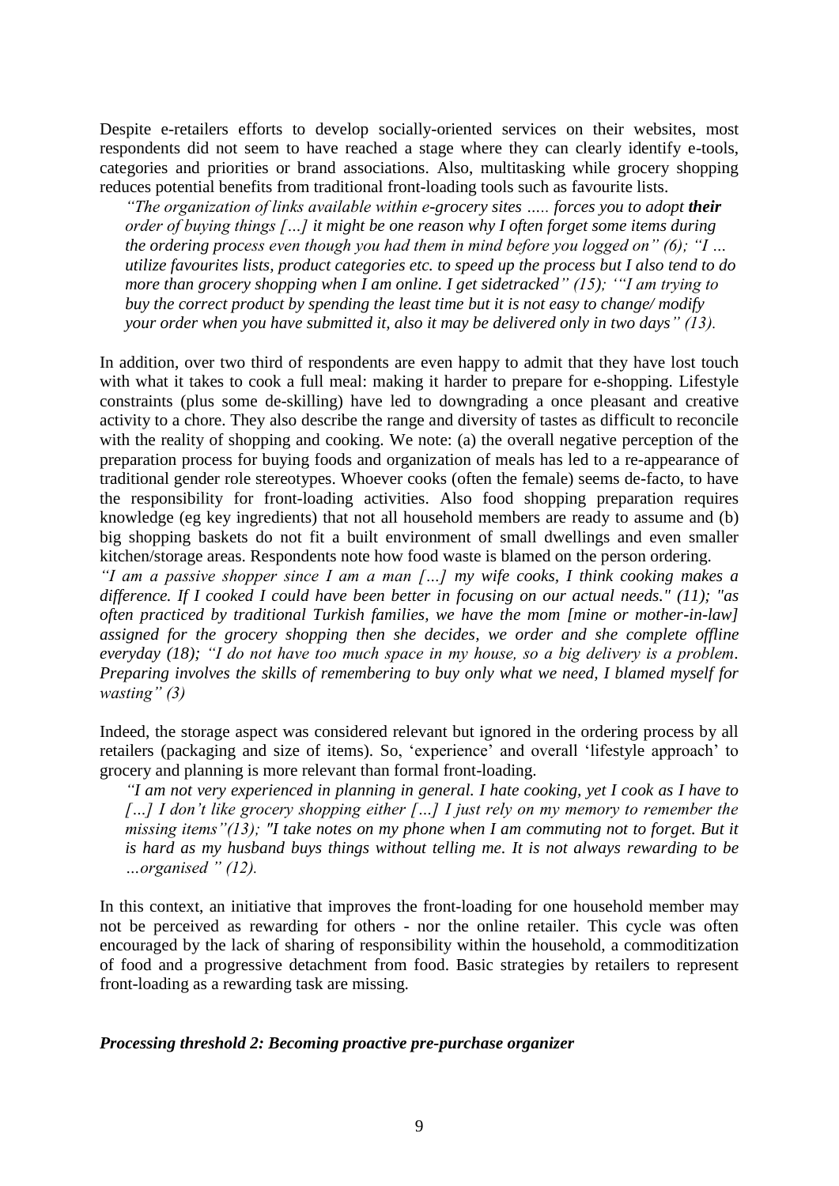Despite e-retailers efforts to develop socially-oriented services on their websites, most respondents did not seem to have reached a stage where they can clearly identify e-tools, categories and priorities or brand associations. Also, multitasking while grocery shopping reduces potential benefits from traditional front-loading tools such as favourite lists.

> *"The organization of links available within e-grocery sites ..... forces you to adopt* ***their*** *order of buying things […] it might be one reason why I often forget some items during the ordering process even though you had them in mind before you logged on" (6); "I … utilize favourites lists, product categories etc. to speed up the process but I also tend to do more than grocery shopping when I am online. I get sidetracked" (15); '"I am trying to buy the correct product by spending the least time but it is not easy to change/ modify your order when you have submitted it, also it may be delivered only in two days" (13).*

In addition, over two third of respondents are even happy to admit that they have lost touch with what it takes to cook a full meal: making it harder to prepare for e-shopping. Lifestyle constraints (plus some de-skilling) have led to downgrading a once pleasant and creative activity to a chore. They also describe the range and diversity of tastes as difficult to reconcile with the reality of shopping and cooking. We note: (a) the overall negative perception of the preparation process for buying foods and organization of meals has led to a re-appearance of traditional gender role stereotypes. Whoever cooks (often the female) seems de-facto, to have the responsibility for front-loading activities. Also food shopping preparation requires knowledge (eg key ingredients) that not all household members are ready to assume and (b) big shopping baskets do not fit a built environment of small dwellings and even smaller kitchen/storage areas. Respondents note how food waste is blamed on the person ordering.

*"I am a passive shopper since I am a man […] my wife cooks, I think cooking makes a difference. If I cooked I could have been better in focusing on our actual needs." (11); "as often practiced by traditional Turkish families, we have the mom [mine or mother-in-law] assigned for the grocery shopping then she decides, we order and she complete offline everyday (18); "I do not have too much space in my house, so a big delivery is a problem. Preparing involves the skills of remembering to buy only what we need, I blamed myself for wasting" (3)*

Indeed, the storage aspect was considered relevant but ignored in the ordering process by all retailers (packaging and size of items). So, 'experience' and overall 'lifestyle approach' to grocery and planning is more relevant than formal front-loading.

> *"I am not very experienced in planning in general. I hate cooking, yet I cook as I have to […] I don't like grocery shopping either […] I just rely on my memory to remember the missing items"(13); "I take notes on my phone when I am commuting not to forget. But it is hard as my husband buys things without telling me. It is not always rewarding to be …organised " (12).*

In this context, an initiative that improves the front-loading for one household member may not be perceived as rewarding for others - nor the online retailer. This cycle was often encouraged by the lack of sharing of responsibility within the household, a commoditization of food and a progressive detachment from food. Basic strategies by retailers to represent front-loading as a rewarding task are missing.

***Processing threshold 2: Becoming proactive pre-purchase organizer***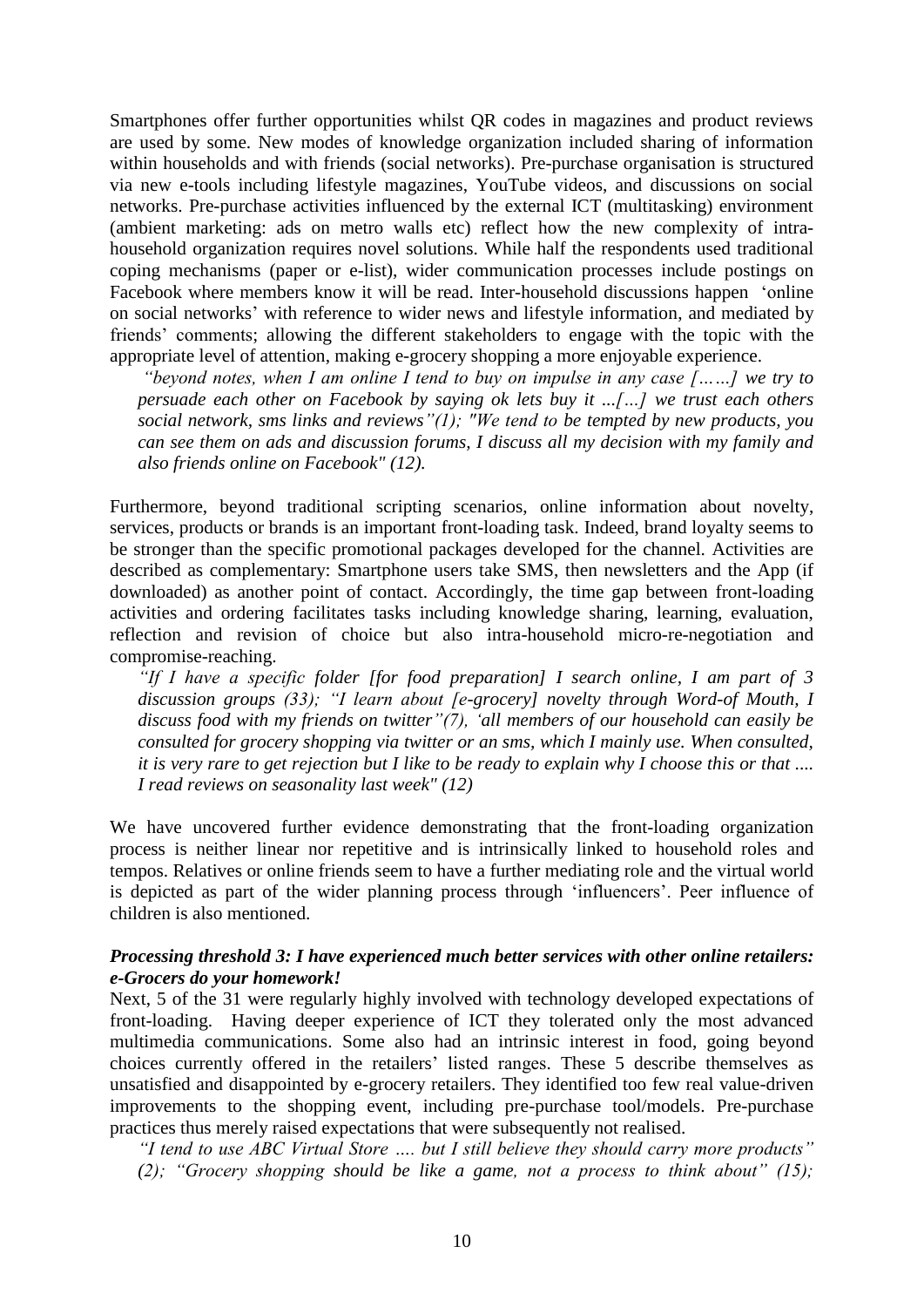Smartphones offer further opportunities whilst QR codes in magazines and product reviews are used by some. New modes of knowledge organization included sharing of information within households and with friends (social networks). Pre-purchase organisation is structured via new e-tools including lifestyle magazines, YouTube videos, and discussions on social networks. Pre-purchase activities influenced by the external ICT (multitasking) environment (ambient marketing: ads on metro walls etc) reflect how the new complexity of intra-household organization requires novel solutions. While half the respondents used traditional coping mechanisms (paper or e-list), wider communication processes include postings on Facebook where members know it will be read. Inter-household discussions happen 'online on social networks' with reference to wider news and lifestyle information, and mediated by friends' comments; allowing the different stakeholders to engage with the topic with the appropriate level of attention, making e-grocery shopping a more enjoyable experience.

> *"beyond notes, when I am online I tend to buy on impulse in any case [……] we try to persuade each other on Facebook by saying ok lets buy it ...[…] we trust each others social network, sms links and reviews"(1); "We tend to be tempted by new products, you can see them on ads and discussion forums, I discuss all my decision with my family and also friends online on Facebook" (12).*

Furthermore, beyond traditional scripting scenarios, online information about novelty, services, products or brands is an important front-loading task. Indeed, brand loyalty seems to be stronger than the specific promotional packages developed for the channel. Activities are described as complementary: Smartphone users take SMS, then newsletters and the App (if downloaded) as another point of contact. Accordingly, the time gap between front-loading activities and ordering facilitates tasks including knowledge sharing, learning, evaluation, reflection and revision of choice but also intra-household micro-re-negotiation and compromise-reaching.

> *"If I have a specific folder [for food preparation] I search online, I am part of 3 discussion groups (33); "I learn about [e-grocery] novelty through Word-of Mouth, I discuss food with my friends on twitter"(7), 'all members of our household can easily be consulted for grocery shopping via twitter or an sms, which I mainly use. When consulted, it is very rare to get rejection but I like to be ready to explain why I choose this or that .... I read reviews on seasonality last week" (12)*

We have uncovered further evidence demonstrating that the front-loading organization process is neither linear nor repetitive and is intrinsically linked to household roles and tempos. Relatives or online friends seem to have a further mediating role and the virtual world is depicted as part of the wider planning process through 'influencers'. Peer influence of children is also mentioned.

### *Processing threshold 3: I have experienced much better services with other online retailers: e-Grocers do your homework!*

Next, 5 of the 31 were regularly highly involved with technology developed expectations of front-loading. Having deeper experience of ICT they tolerated only the most advanced multimedia communications. Some also had an intrinsic interest in food, going beyond choices currently offered in the retailers' listed ranges. These 5 describe themselves as unsatisfied and disappointed by e-grocery retailers. They identified too few real value-driven improvements to the shopping event, including pre-purchase tool/models. Pre-purchase practices thus merely raised expectations that were subsequently not realised.

> *"I tend to use ABC Virtual Store …. but I still believe they should carry more products" (2); "Grocery shopping should be like a game, not a process to think about" (15);*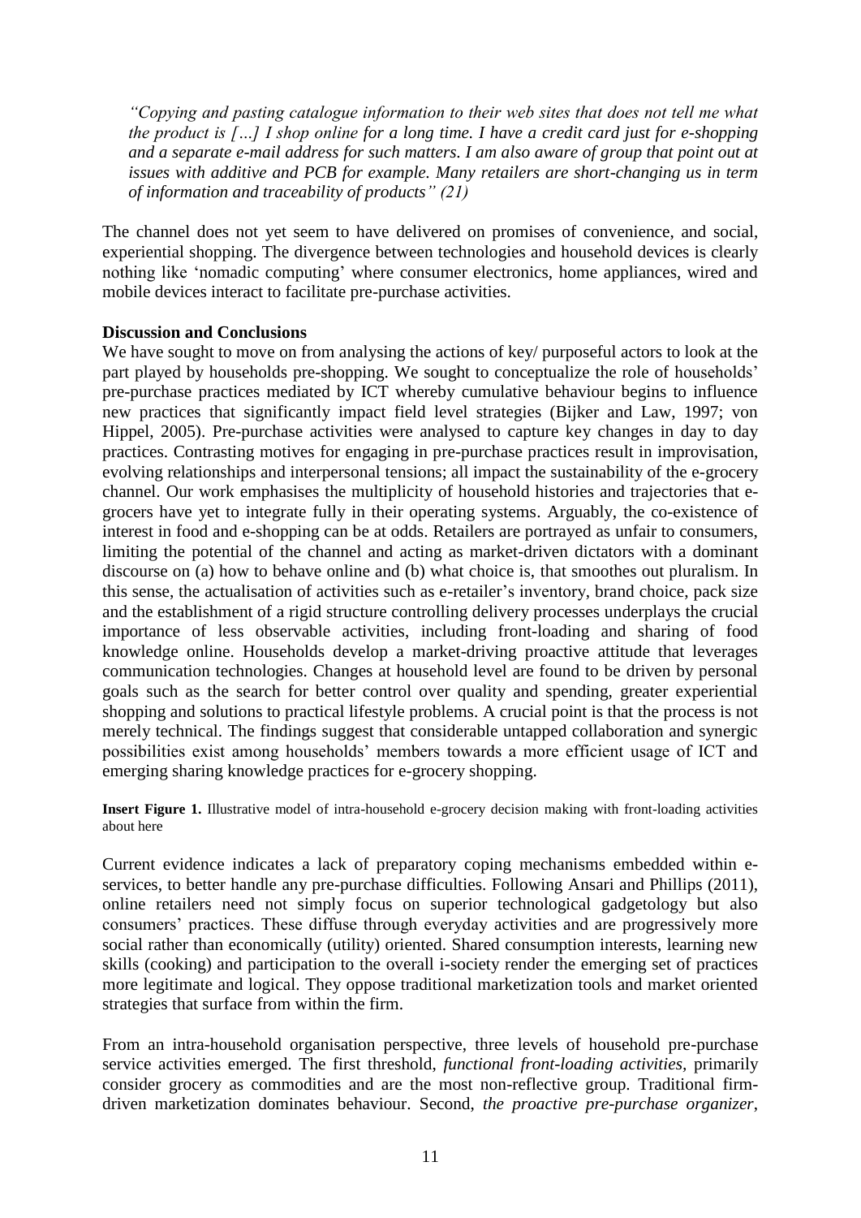*"Copying and pasting catalogue information to their web sites that does not tell me what the product is […] I shop online for a long time. I have a credit card just for e-shopping and a separate e-mail address for such matters. I am also aware of group that point out at issues with additive and PCB for example. Many retailers are short-changing us in term of information and traceability of products" (21)*

The channel does not yet seem to have delivered on promises of convenience, and social, experiential shopping. The divergence between technologies and household devices is clearly nothing like 'nomadic computing' where consumer electronics, home appliances, wired and mobile devices interact to facilitate pre-purchase activities.

**Discussion and Conclusions**

We have sought to move on from analysing the actions of key/ purposeful actors to look at the part played by households pre-shopping. We sought to conceptualize the role of households' pre-purchase practices mediated by ICT whereby cumulative behaviour begins to influence new practices that significantly impact field level strategies (Bijker and Law, 1997; von Hippel, 2005). Pre-purchase activities were analysed to capture key changes in day to day practices. Contrasting motives for engaging in pre-purchase practices result in improvisation, evolving relationships and interpersonal tensions; all impact the sustainability of the e-grocery channel. Our work emphasises the multiplicity of household histories and trajectories that e-grocers have yet to integrate fully in their operating systems. Arguably, the co-existence of interest in food and e-shopping can be at odds. Retailers are portrayed as unfair to consumers, limiting the potential of the channel and acting as market-driven dictators with a dominant discourse on (a) how to behave online and (b) what choice is, that smoothes out pluralism. In this sense, the actualisation of activities such as e-retailer's inventory, brand choice, pack size and the establishment of a rigid structure controlling delivery processes underplays the crucial importance of less observable activities, including front-loading and sharing of food knowledge online. Households develop a market-driving proactive attitude that leverages communication technologies. Changes at household level are found to be driven by personal goals such as the search for better control over quality and spending, greater experiential shopping and solutions to practical lifestyle problems. A crucial point is that the process is not merely technical. The findings suggest that considerable untapped collaboration and synergic possibilities exist among households' members towards a more efficient usage of ICT and emerging sharing knowledge practices for e-grocery shopping.

**Insert Figure 1.** Illustrative model of intra-household e-grocery decision making with front-loading activities about here

Current evidence indicates a lack of preparatory coping mechanisms embedded within e-services, to better handle any pre-purchase difficulties. Following Ansari and Phillips (2011), online retailers need not simply focus on superior technological gadgetology but also consumers' practices. These diffuse through everyday activities and are progressively more social rather than economically (utility) oriented. Shared consumption interests, learning new skills (cooking) and participation to the overall i-society render the emerging set of practices more legitimate and logical. They oppose traditional marketization tools and market oriented strategies that surface from within the firm.

From an intra-household organisation perspective, three levels of household pre-purchase service activities emerged. The first threshold, *functional front-loading activities*, primarily consider grocery as commodities and are the most non-reflective group. Traditional firm-driven marketization dominates behaviour. Second, *the proactive pre-purchase organizer*,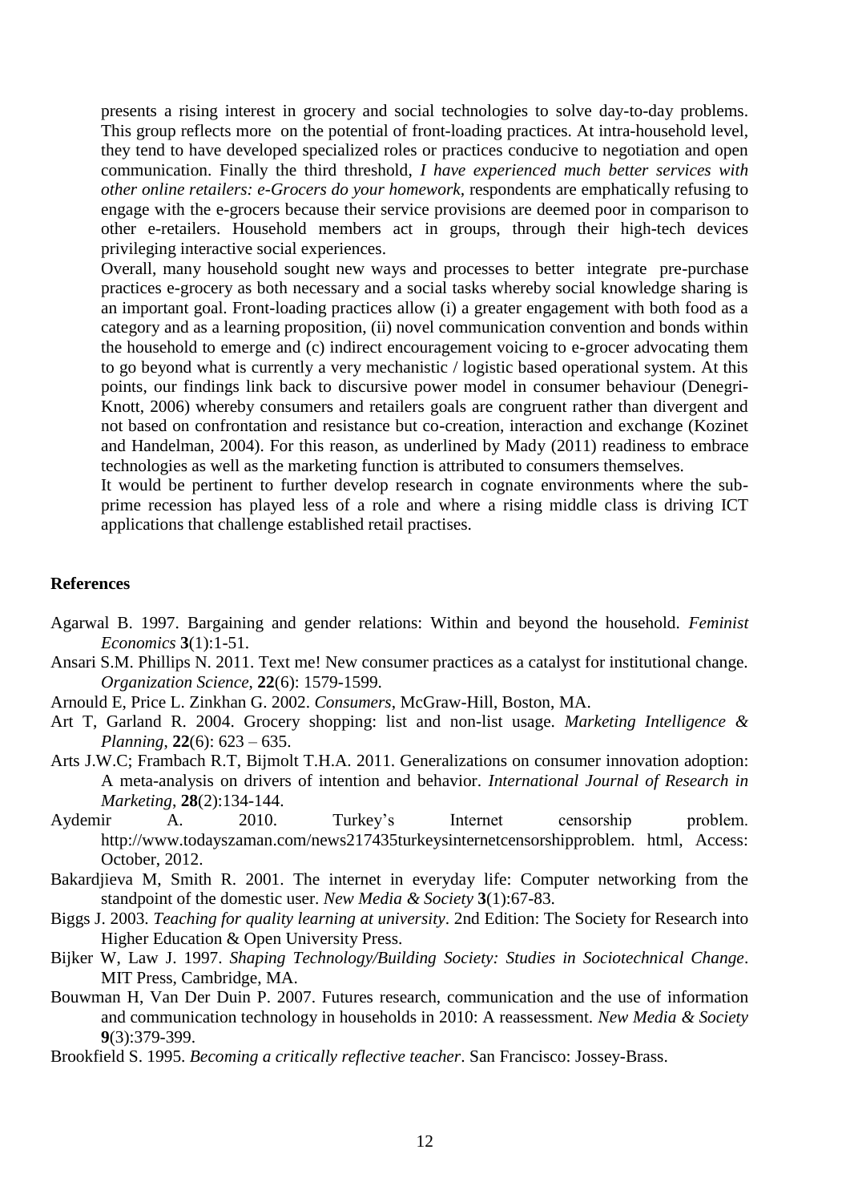presents a rising interest in grocery and social technologies to solve day-to-day problems. This group reflects more on the potential of front-loading practices. At intra-household level, they tend to have developed specialized roles or practices conducive to negotiation and open communication. Finally the third threshold, *I have experienced much better services with other online retailers: e-Grocers do your homework*, respondents are emphatically refusing to engage with the e-grocers because their service provisions are deemed poor in comparison to other e-retailers. Household members act in groups, through their high-tech devices privileging interactive social experiences.

Overall, many household sought new ways and processes to better integrate pre-purchase practices e-grocery as both necessary and a social tasks whereby social knowledge sharing is an important goal. Front-loading practices allow (i) a greater engagement with both food as a category and as a learning proposition, (ii) novel communication convention and bonds within the household to emerge and (c) indirect encouragement voicing to e-grocer advocating them to go beyond what is currently a very mechanistic / logistic based operational system. At this points, our findings link back to discursive power model in consumer behaviour (Denegri-Knott, 2006) whereby consumers and retailers goals are congruent rather than divergent and not based on confrontation and resistance but co-creation, interaction and exchange (Kozinet and Handelman, 2004). For this reason, as underlined by Mady (2011) readiness to embrace technologies as well as the marketing function is attributed to consumers themselves.

It would be pertinent to further develop research in cognate environments where the sub-prime recession has played less of a role and where a rising middle class is driving ICT applications that challenge established retail practises.

**References**

Agarwal B. 1997. Bargaining and gender relations: Within and beyond the household. *Feminist Economics* **3**(1):1-51.

Ansari S.M. Phillips N. 2011. Text me! New consumer practices as a catalyst for institutional change. *Organization Science*, **22**(6): 1579-1599.

Arnould E, Price L. Zinkhan G. 2002. *Consumers*, McGraw-Hill, Boston, MA.

Art T, Garland R. 2004. Grocery shopping: list and non-list usage. *Marketing Intelligence & Planning*, **22**(6): 623 – 635.

Arts J.W.C; Frambach R.T, Bijmolt T.H.A. 2011. Generalizations on consumer innovation adoption: A meta-analysis on drivers of intention and behavior. *International Journal of Research in Marketing*, **28**(2):134-144.

Aydemir A. 2010. Turkey's Internet censorship problem. http://www.todayszaman.com/news217435turkeysinternetcensorshipproblem. html, Access: October, 2012.

Bakardjieva M, Smith R. 2001. The internet in everyday life: Computer networking from the standpoint of the domestic user. *New Media & Society* **3**(1):67-83.

Biggs J. 2003. *Teaching for quality learning at university*. 2nd Edition: The Society for Research into Higher Education & Open University Press.

Bijker W, Law J. 1997. *Shaping Technology/Building Society: Studies in Sociotechnical Change*. MIT Press, Cambridge, MA.

Bouwman H, Van Der Duin P. 2007. Futures research, communication and the use of information and communication technology in households in 2010: A reassessment. *New Media & Society* **9**(3):379-399.

Brookfield S. 1995. *Becoming a critically reflective teacher*. San Francisco: Jossey-Brass.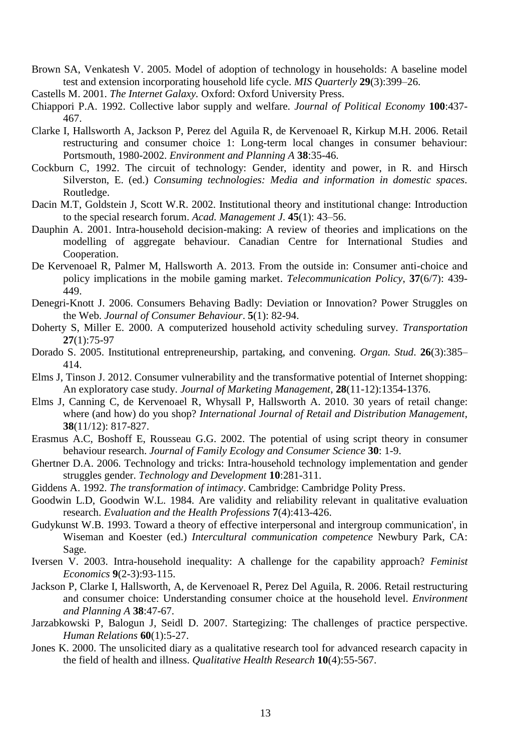Brown SA, Venkatesh V. 2005. Model of adoption of technology in households: A baseline model test and extension incorporating household life cycle. *MIS Quarterly* **29**(3):399–26.

Castells M. 2001. *The Internet Galaxy.* Oxford: Oxford University Press.

Chiappori P.A. 1992. Collective labor supply and welfare. *Journal of Political Economy* **100**:437-467.

Clarke I, Hallsworth A, Jackson P, Perez del Aguila R, de Kervenoael R, Kirkup M.H. 2006. Retail restructuring and consumer choice 1: Long-term local changes in consumer behaviour: Portsmouth, 1980-2002. *Environment and Planning A* **38**:35-46.

Cockburn C, 1992. The circuit of technology: Gender, identity and power, in R. and Hirsch Silverston, E. (ed.) *Consuming technologies: Media and information in domestic spaces*. Routledge.

Dacin M.T, Goldstein J, Scott W.R. 2002. Institutional theory and institutional change: Introduction to the special research forum. *Acad. Management J*. **45**(1): 43–56.

Dauphin A. 2001. Intra-household decision-making: A review of theories and implications on the modelling of aggregate behaviour. Canadian Centre for International Studies and Cooperation.

De Kervenoael R, Palmer M, Hallsworth A. 2013. From the outside in: Consumer anti-choice and policy implications in the mobile gaming market. *Telecommunication Policy*, **37**(6/7): 439-449.

Denegri-Knott J. 2006. Consumers Behaving Badly: Deviation or Innovation? Power Struggles on the Web. *Journal of Consumer Behaviour*. **5**(1): 82-94.

Doherty S, Miller E. 2000. A computerized household activity scheduling survey. *Transportation* **27**(1):75-97

Dorado S. 2005. Institutional entrepreneurship, partaking, and convening. *Organ. Stud*. **26**(3):385–414.

Elms J, Tinson J. 2012. Consumer vulnerability and the transformative potential of Internet shopping: An exploratory case study. *Journal of Marketing Management*, **28**(11-12):1354-1376.

Elms J, Canning C, de Kervenoael R, Whysall P, Hallsworth A. 2010. 30 years of retail change: where (and how) do you shop? *International Journal of Retail and Distribution Management*, **38**(11/12): 817-827.

Erasmus A.C, Boshoff E, Rousseau G.G. 2002. The potential of using script theory in consumer behaviour research. *Journal of Family Ecology and Consumer Science* **30**: 1-9.

Ghertner D.A. 2006. Technology and tricks: Intra-household technology implementation and gender struggles gender. *Technology and Development* **10**:281-311.

Giddens A. 1992. *The transformation of intimacy*. Cambridge: Cambridge Polity Press.

Goodwin L.D, Goodwin W.L. 1984. Are validity and reliability relevant in qualitative evaluation research. *Evaluation and the Health Professions* **7**(4):413-426.

Gudykunst W.B. 1993. Toward a theory of effective interpersonal and intergroup communication', in Wiseman and Koester (ed.) *Intercultural communication competence* Newbury Park, CA: Sage.

Iversen V. 2003. Intra-household inequality: A challenge for the capability approach? *Feminist Economics* **9**(2-3):93-115.

Jackson P, Clarke I, Hallsworth, A, de Kervenoael R, Perez Del Aguila, R. 2006. Retail restructuring and consumer choice: Understanding consumer choice at the household level. *Environment and Planning A* **38**:47-67.

Jarzabkowski P, Balogun J, Seidl D. 2007. Startegizing: The challenges of practice perspective. *Human Relations* **60**(1):5-27.

Jones K. 2000. The unsolicited diary as a qualitative research tool for advanced research capacity in the field of health and illness. *Qualitative Health Research* **10**(4):55-567.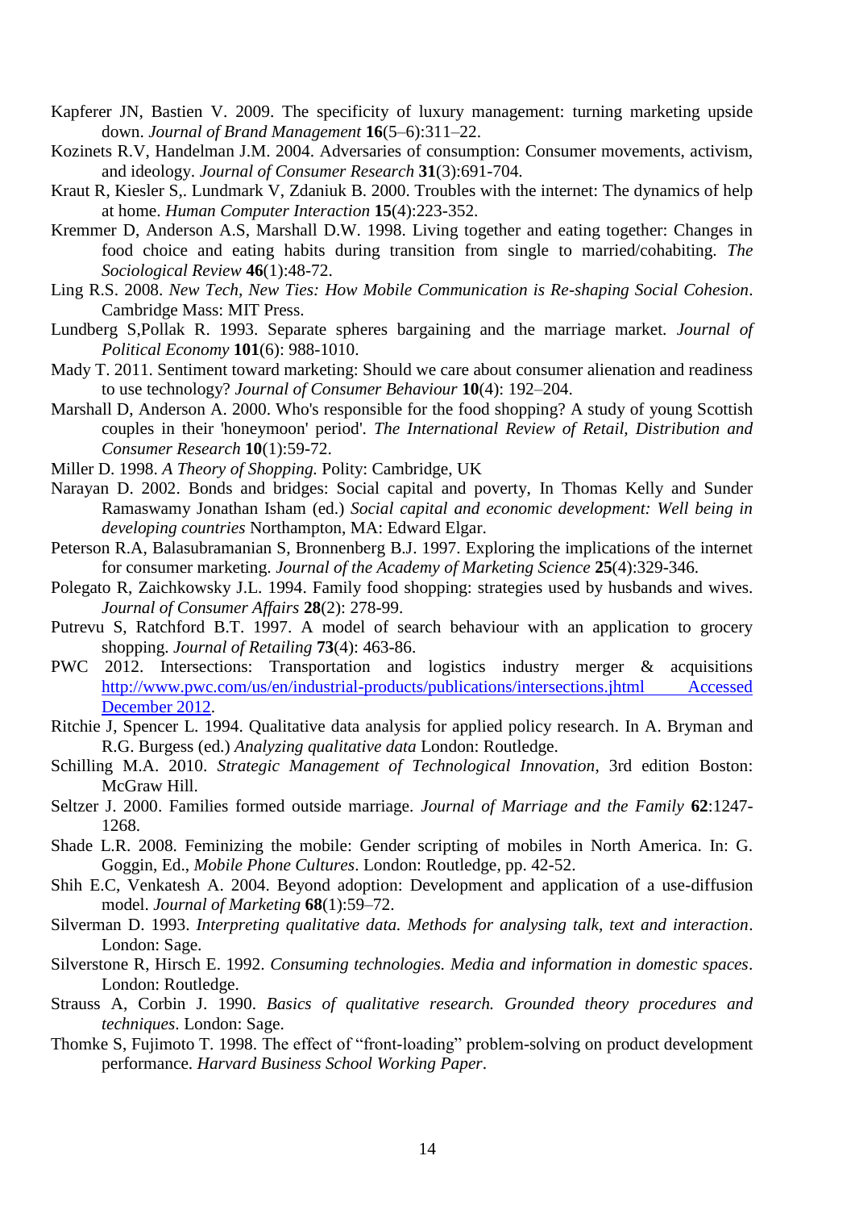Kapferer JN, Bastien V. 2009. The specificity of luxury management: turning marketing upside down. *Journal of Brand Management* **16**(5–6):311–22.

Kozinets R.V, Handelman J.M. 2004. Adversaries of consumption: Consumer movements, activism, and ideology. *Journal of Consumer Research* **31**(3):691-704.

Kraut R, Kiesler S,. Lundmark V, Zdaniuk B. 2000. Troubles with the internet: The dynamics of help at home. *Human Computer Interaction* **15**(4):223-352.

Kremmer D, Anderson A.S, Marshall D.W. 1998. Living together and eating together: Changes in food choice and eating habits during transition from single to married/cohabiting. *The Sociological Review* **46**(1):48-72.

Ling R.S. 2008. *New Tech, New Ties: How Mobile Communication is Re-shaping Social Cohesion*. Cambridge Mass: MIT Press.

Lundberg S,Pollak R. 1993. Separate spheres bargaining and the marriage market. *Journal of Political Economy* **101**(6): 988-1010.

Mady T. 2011. Sentiment toward marketing: Should we care about consumer alienation and readiness to use technology? *Journal of Consumer Behaviour* **10**(4): 192–204.

Marshall D, Anderson A. 2000. Who's responsible for the food shopping? A study of young Scottish couples in their 'honeymoon' period'. *The International Review of Retail, Distribution and Consumer Research* **10**(1):59-72.

Miller D. 1998. *A Theory of Shopping.* Polity: Cambridge, UK

Narayan D. 2002. Bonds and bridges: Social capital and poverty, In Thomas Kelly and Sunder Ramaswamy Jonathan Isham (ed.) *Social capital and economic development: Well being in developing countries* Northampton, MA: Edward Elgar.

Peterson R.A, Balasubramanian S, Bronnenberg B.J. 1997. Exploring the implications of the internet for consumer marketing. *Journal of the Academy of Marketing Science* **25**(4):329-346.

Polegato R, Zaichkowsky J.L. 1994. Family food shopping: strategies used by husbands and wives. *Journal of Consumer Affairs* **28**(2): 278-99.

Putrevu S, Ratchford B.T. 1997. A model of search behaviour with an application to grocery shopping. *Journal of Retailing* **73**(4): 463-86.

PWC 2012. Intersections: Transportation and logistics industry merger & acquisitions http://www.pwc.com/us/en/industrial-products/publications/intersections.jhtml Accessed December 2012.

Ritchie J, Spencer L. 1994. Qualitative data analysis for applied policy research. In A. Bryman and R.G. Burgess (ed.) *Analyzing qualitative data* London: Routledge.

Schilling M.A. 2010. *Strategic Management of Technological Innovation*, 3rd edition Boston: McGraw Hill.

Seltzer J. 2000. Families formed outside marriage. *Journal of Marriage and the Family* **62**:1247-1268.

Shade L.R. 2008. Feminizing the mobile: Gender scripting of mobiles in North America. In: G. Goggin, Ed., *Mobile Phone Cultures*. London: Routledge, pp. 42-52.

Shih E.C, Venkatesh A. 2004. Beyond adoption: Development and application of a use-diffusion model. *Journal of Marketing* **68**(1):59–72.

Silverman D. 1993. *Interpreting qualitative data. Methods for analysing talk, text and interaction*. London: Sage.

Silverstone R, Hirsch E. 1992. *Consuming technologies. Media and information in domestic spaces*. London: Routledge.

Strauss A, Corbin J. 1990. *Basics of qualitative research. Grounded theory procedures and techniques*. London: Sage.

Thomke S, Fujimoto T. 1998. The effect of "front-loading" problem-solving on product development performance. *Harvard Business School Working Paper*.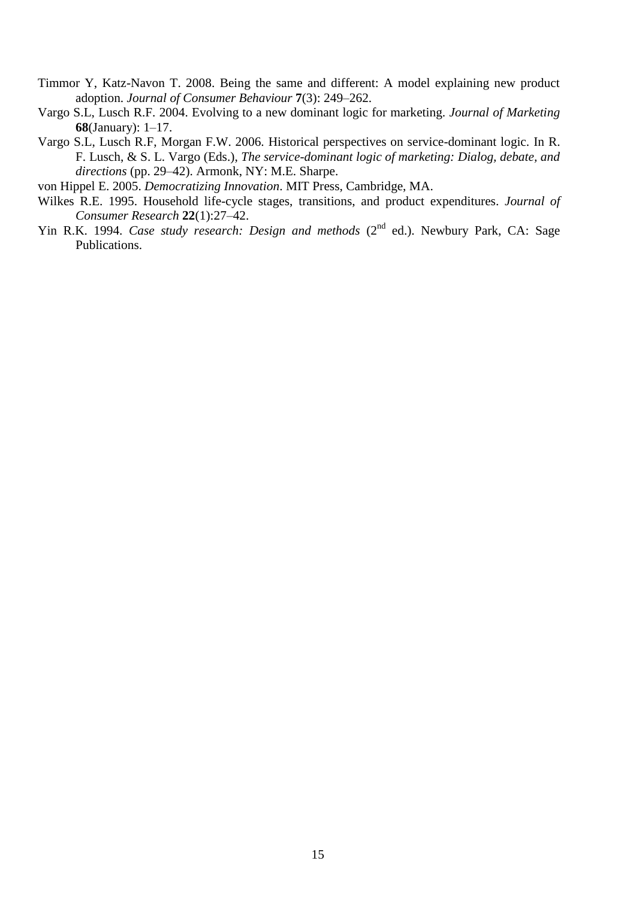Timmor Y, Katz-Navon T. 2008. Being the same and different: A model explaining new product adoption. *Journal of Consumer Behaviour* **7**(3): 249–262.

Vargo S.L, Lusch R.F. 2004. Evolving to a new dominant logic for marketing. *Journal of Marketing* **68**(January): 1–17.

Vargo S.L, Lusch R.F, Morgan F.W. 2006. Historical perspectives on service-dominant logic. In R. F. Lusch, & S. L. Vargo (Eds.), *The service-dominant logic of marketing: Dialog, debate, and directions* (pp. 29–42). Armonk, NY: M.E. Sharpe.

von Hippel E. 2005. *Democratizing Innovation*. MIT Press, Cambridge, MA.

Wilkes R.E. 1995. Household life-cycle stages, transitions, and product expenditures. *Journal of Consumer Research* **22**(1):27–42.

Yin R.K. 1994. *Case study research: Design and methods* (2nd ed.). Newbury Park, CA: Sage Publications.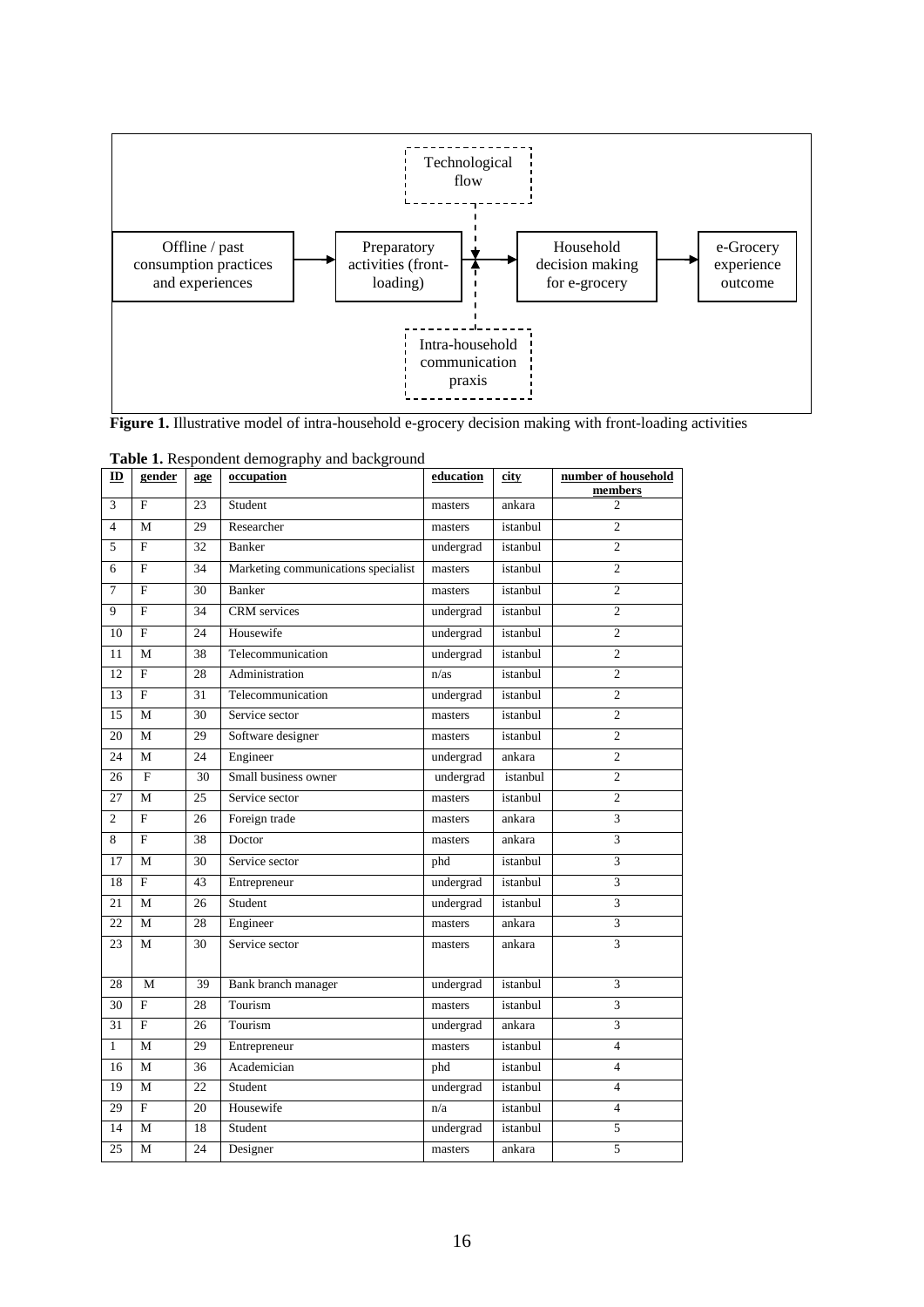Technological flow

Offline / past consumption practices and experiences

Preparatory activities (front-loading)

Household decision making for e-grocery

e-Grocery experience outcome

Intra-household communication praxis

**Figure 1.** Illustrative model of intra-household e-grocery decision making with front-loading activities

**Table 1.** Respondent demography and background

| ID | gender | age | occupation | education | city | number of household members |
|---|---|---|---|---|---|---|
| 3 | F | 23 | Student | masters | ankara | 2 |
| 4 | M | 29 | Researcher | masters | istanbul | 2 |
| 5 | F | 32 | Banker | undergrad | istanbul | 2 |
| 6 | F | 34 | Marketing communications specialist | masters | istanbul | 2 |
| 7 | F | 30 | Banker | masters | istanbul | 2 |
| 9 | F | 34 | CRM services | undergrad | istanbul | 2 |
| 10 | F | 24 | Housewife | undergrad | istanbul | 2 |
| 11 | M | 38 | Telecommunication | undergrad | istanbul | 2 |
| 12 | F | 28 | Administration | n/as | istanbul | 2 |
| 13 | F | 31 | Telecommunication | undergrad | istanbul | 2 |
| 15 | M | 30 | Service sector | masters | istanbul | 2 |
| 20 | M | 29 | Software designer | masters | istanbul | 2 |
| 24 | M | 24 | Engineer | undergrad | ankara | 2 |
| 26 | F | 30 | Small business owner | undergrad | istanbul | 2 |
| 27 | M | 25 | Service sector | masters | istanbul | 2 |
| 2 | F | 26 | Foreign trade | masters | ankara | 3 |
| 8 | F | 38 | Doctor | masters | ankara | 3 |
| 17 | M | 30 | Service sector | phd | istanbul | 3 |
| 18 | F | 43 | Entrepreneur | undergrad | istanbul | 3 |
| 21 | M | 26 | Student | undergrad | istanbul | 3 |
| 22 | M | 28 | Engineer | masters | ankara | 3 |
| 23 | M | 30 | Service sector | masters | ankara | 3 |
| 28 | M | 39 | Bank branch manager | undergrad | istanbul | 3 |
| 30 | F | 28 | Tourism | masters | istanbul | 3 |
| 31 | F | 26 | Tourism | undergrad | ankara | 3 |
| 1 | M | 29 | Entrepreneur | masters | istanbul | 4 |
| 16 | M | 36 | Academician | phd | istanbul | 4 |
| 19 | M | 22 | Student | undergrad | istanbul | 4 |
| 29 | F | 20 | Housewife | n/a | istanbul | 4 |
| 14 | M | 18 | Student | undergrad | istanbul | 5 |
| 25 | M | 24 | Designer | masters | ankara | 5 |